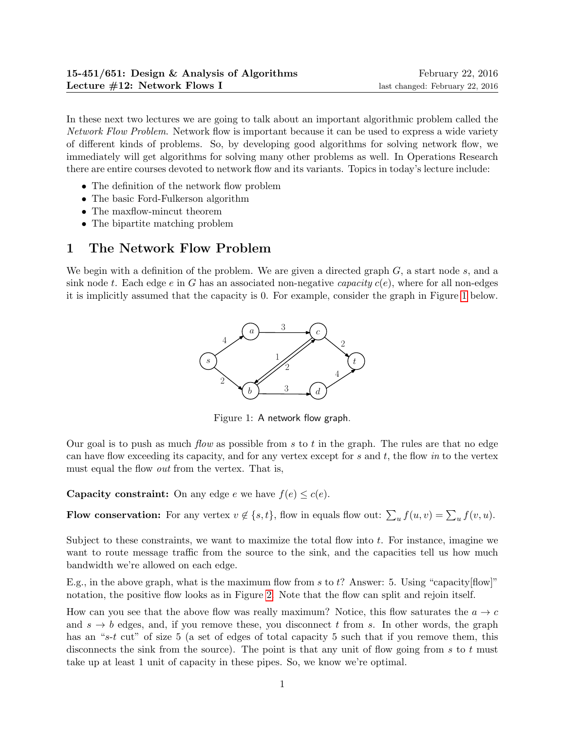**15-451/651: Design & Analysis of Algorithms** February 22, 2016
**Lecture #12: Network Flows I** last changed: February 22, 2016

In these next two lectures we are going to talk about an important algorithmic problem called the *Network Flow Problem*. Network flow is important because it can be used to express a wide variety of different kinds of problems. So, by developing good algorithms for solving network flow, we immediately will get algorithms for solving many other problems as well. In Operations Research there are entire courses devoted to network flow and its variants. Topics in today's lecture include:

- The definition of the network flow problem
- The basic Ford-Fulkerson algorithm
- The maxflow-mincut theorem
- The bipartite matching problem

# 1 The Network Flow Problem

We begin with a definition of the problem. We are given a directed graph $G$, a start node $s$, and a sink node $t$. Each edge $e$ in $G$ has an associated non-negative *capacity* $c(e)$, where for all non-edges it is implicitly assumed that the capacity is 0. For example, consider the graph in Figure 1 below.

Figure 1: A network flow graph.

Our goal is to push as much *flow* as possible from $s$ to $t$ in the graph. The rules are that no edge can have flow exceeding its capacity, and for any vertex except for $s$ and $t$, the flow *in* to the vertex must equal the flow *out* from the vertex. That is,

**Capacity constraint:** On any edge $e$ we have $f(e) \leq c(e)$.

**Flow conservation:** For any vertex $v \notin \{s, t\}$, flow in equals flow out: $\sum_u f(u, v) = \sum_u f(v, u)$.

Subject to these constraints, we want to maximize the total flow into $t$. For instance, imagine we want to route message traffic from the source to the sink, and the capacities tell us how much bandwidth we're allowed on each edge.

E.g., in the above graph, what is the maximum flow from $s$ to $t$? Answer: 5. Using "capacity[flow]" notation, the positive flow looks as in Figure 2. Note that the flow can split and rejoin itself.

How can you see that the above flow was really maximum? Notice, this flow saturates the $a \to c$ and $s \to b$ edges, and, if you remove these, you disconnect $t$ from $s$. In other words, the graph has an "$s$-$t$ cut" of size 5 (a set of edges of total capacity 5 such that if you remove them, this disconnects the sink from the source). The point is that any unit of flow going from $s$ to $t$ must take up at least 1 unit of capacity in these pipes. So, we know we're optimal.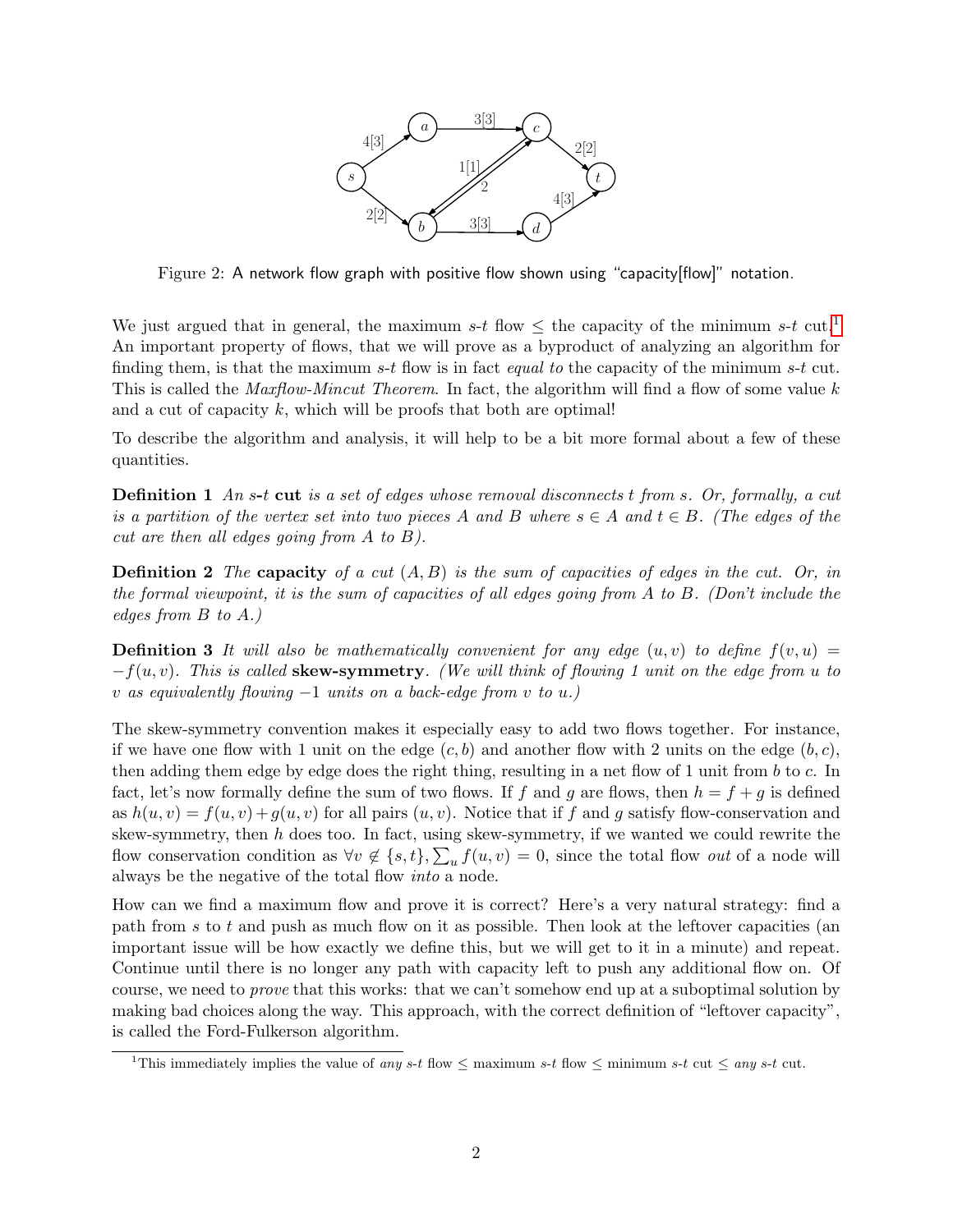Figure 2: A network flow graph with positive flow shown using "capacity[flow]" notation.

We just argued that in general, the maximum $s$-$t$ flow $\leq$ the capacity of the minimum $s$-$t$ cut.[1] An important property of flows, that we will prove as a byproduct of analyzing an algorithm for finding them, is that the maximum $s$-$t$ flow is in fact *equal to* the capacity of the minimum $s$-$t$ cut. This is called the *Maxflow-Mincut Theorem*. In fact, the algorithm will find a flow of some value $k$ and a cut of capacity $k$, which will be proofs that both are optimal!

To describe the algorithm and analysis, it will help to be a bit more formal about a few of these quantities.

**Definition 1** *An $s$-$t$* **cut** *is a set of edges whose removal disconnects $t$ from $s$. Or, formally, a cut is a partition of the vertex set into two pieces $A$ and $B$ where $s \in A$ and $t \in B$. (The edges of the cut are then all edges going from $A$ to $B$).*

**Definition 2** *The* **capacity** *of a cut $(A, B)$ is the sum of capacities of edges in the cut. Or, in the formal viewpoint, it is the sum of capacities of all edges going from $A$ to $B$. (Don't include the edges from $B$ to $A$.)*

**Definition 3** *It will also be mathematically convenient for any edge $(u, v)$ to define $f(v, u) = -f(u, v)$. This is called* **skew-symmetry**. *(We will think of flowing 1 unit on the edge from $u$ to $v$ as equivalently flowing $-1$ units on a back-edge from $v$ to $u$.)*

The skew-symmetry convention makes it especially easy to add two flows together. For instance, if we have one flow with 1 unit on the edge $(c, b)$ and another flow with 2 units on the edge $(b, c)$, then adding them edge by edge does the right thing, resulting in a net flow of 1 unit from $b$ to $c$. In fact, let's now formally define the sum of two flows. If $f$ and $g$ are flows, then $h = f + g$ is defined as $h(u, v) = f(u, v) + g(u, v)$ for all pairs $(u, v)$. Notice that if $f$ and $g$ satisfy flow-conservation and skew-symmetry, then $h$ does too. In fact, using skew-symmetry, if we wanted we could rewrite the flow conservation condition as $\forall v \notin \{s, t\}, \sum_u f(u, v) = 0$, since the total flow *out* of a node will always be the negative of the total flow *into* a node.

How can we find a maximum flow and prove it is correct? Here's a very natural strategy: find a path from $s$ to $t$ and push as much flow on it as possible. Then look at the leftover capacities (an important issue will be how exactly we define this, but we will get to it in a minute) and repeat. Continue until there is no longer any path with capacity left to push any additional flow on. Of course, we need to *prove* that this works: that we can't somehow end up at a suboptimal solution by making bad choices along the way. This approach, with the correct definition of "leftover capacity", is called the Ford-Fulkerson algorithm.

[1] This immediately implies the value of *any* $s$-$t$ flow $\leq$ maximum $s$-$t$ flow $\leq$ minimum $s$-$t$ cut $\leq$ *any* $s$-$t$ cut.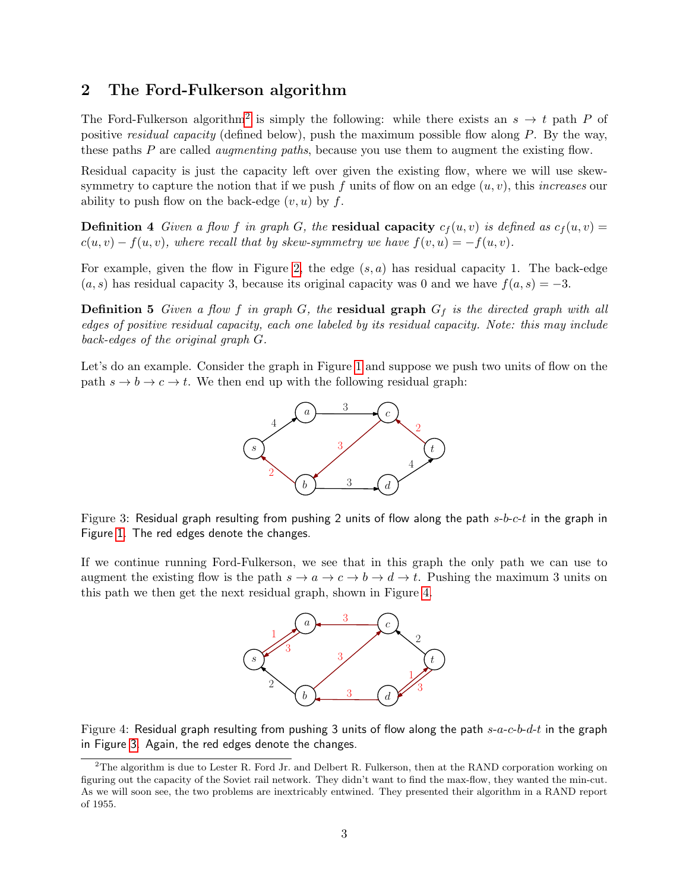## 2 The Ford-Fulkerson algorithm

The Ford-Fulkerson algorithm[2] is simply the following: while there exists an $s \to t$ path $P$ of positive *residual capacity* (defined below), push the maximum possible flow along $P$. By the way, these paths $P$ are called *augmenting paths*, because you use them to augment the existing flow.

Residual capacity is just the capacity left over given the existing flow, where we will use skew-symmetry to capture the notion that if we push $f$ units of flow on an edge $(u, v)$, this *increases* our ability to push flow on the back-edge $(v, u)$ by $f$.

**Definition 4** *Given a flow $f$ in graph $G$, the* **residual capacity** *$c_f(u, v)$ is defined as $c_f(u, v) = c(u, v) - f(u, v)$, where recall that by skew-symmetry we have $f(v, u) = -f(u, v)$.*

For example, given the flow in Figure 2, the edge $(s, a)$ has residual capacity 1. The back-edge $(a, s)$ has residual capacity 3, because its original capacity was 0 and we have $f(a, s) = -3$.

**Definition 5** *Given a flow $f$ in graph $G$, the* **residual graph** *$G_f$ is the directed graph with all edges of positive residual capacity, each one labeled by its residual capacity. Note: this may include back-edges of the original graph $G$.*

Let's do an example. Consider the graph in Figure 1 and suppose we push two units of flow on the path $s \to b \to c \to t$. We then end up with the following residual graph:

Figure 3: Residual graph resulting from pushing 2 units of flow along the path $s$-$b$-$c$-$t$ in the graph in Figure 1. The red edges denote the changes.

If we continue running Ford-Fulkerson, we see that in this graph the only path we can use to augment the existing flow is the path $s \to a \to c \to b \to d \to t$. Pushing the maximum 3 units on this path we then get the next residual graph, shown in Figure 4.

Figure 4: Residual graph resulting from pushing 3 units of flow along the path $s$-$a$-$c$-$b$-$d$-$t$ in the graph in Figure 3. Again, the red edges denote the changes.

[2]The algorithm is due to Lester R. Ford Jr. and Delbert R. Fulkerson, then at the RAND corporation working on figuring out the capacity of the Soviet rail network. They didn't want to find the max-flow, they wanted the min-cut. As we will soon see, the two problems are inextricably entwined. They presented their algorithm in a RAND report of 1955.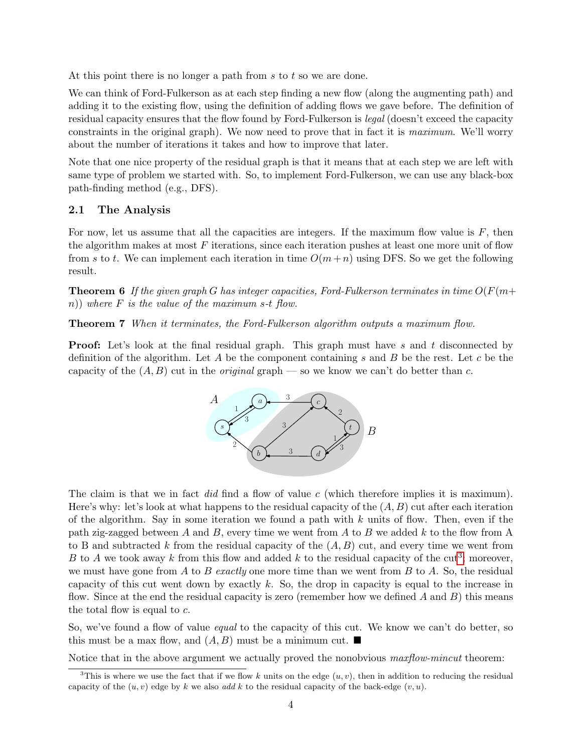At this point there is no longer a path from $s$ to $t$ so we are done.

We can think of Ford-Fulkerson as at each step finding a new flow (along the augmenting path) and adding it to the existing flow, using the definition of adding flows we gave before. The definition of residual capacity ensures that the flow found by Ford-Fulkerson is *legal* (doesn't exceed the capacity constraints in the original graph). We now need to prove that in fact it is *maximum*. We'll worry about the number of iterations it takes and how to improve that later.

Note that one nice property of the residual graph is that it means that at each step we are left with same type of problem we started with. So, to implement Ford-Fulkerson, we can use any black-box path-finding method (e.g., DFS).

## 2.1 The Analysis

For now, let us assume that all the capacities are integers. If the maximum flow value is $F$, then the algorithm makes at most $F$ iterations, since each iteration pushes at least one more unit of flow from $s$ to $t$. We can implement each iteration in time $O(m+n)$ using DFS. So we get the following result.

**Theorem 6** *If the given graph $G$ has integer capacities, Ford-Fulkerson terminates in time $O(F(m+n))$ where $F$ is the value of the maximum s-t flow.*

**Theorem 7** *When it terminates, the Ford-Fulkerson algorithm outputs a maximum flow.*

**Proof:** Let's look at the final residual graph. This graph must have $s$ and $t$ disconnected by definition of the algorithm. Let $A$ be the component containing $s$ and $B$ be the rest. Let $c$ be the capacity of the $(A, B)$ cut in the *original* graph — so we know we can't do better than $c$.

The claim is that we in fact *did* find a flow of value $c$ (which therefore implies it is maximum). Here's why: let's look at what happens to the residual capacity of the $(A, B)$ cut after each iteration of the algorithm. Say in some iteration we found a path with $k$ units of flow. Then, even if the path zig-zagged between $A$ and $B$, every time we went from $A$ to $B$ we added $k$ to the flow from A to B and subtracted $k$ from the residual capacity of the $(A, B)$ cut, and every time we went from $B$ to $A$ we took away $k$ from this flow and added $k$ to the residual capacity of the cut[3]; moreover, we must have gone from $A$ to $B$ *exactly* one more time than we went from $B$ to $A$. So, the residual capacity of this cut went down by exactly $k$. So, the drop in capacity is equal to the increase in flow. Since at the end the residual capacity is zero (remember how we defined $A$ and $B$) this means the total flow is equal to $c$.

So, we've found a flow of value *equal* to the capacity of this cut. We know we can't do better, so this must be a max flow, and $(A, B)$ must be a minimum cut. ■

Notice that in the above argument we actually proved the nonobvious *maxflow-mincut* theorem:

[3] This is where we use the fact that if we flow $k$ units on the edge $(u, v)$, then in addition to reducing the residual capacity of the $(u, v)$ edge by $k$ we also *add* $k$ to the residual capacity of the back-edge $(v, u)$.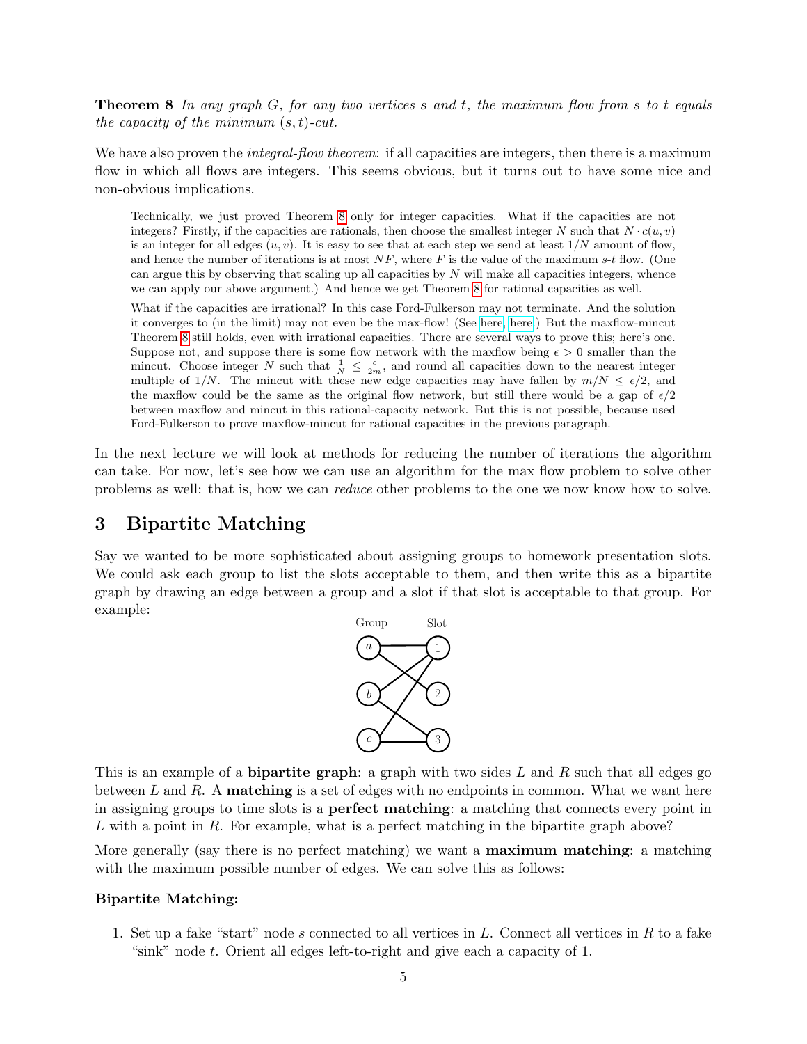**Theorem 8** *In any graph $G$, for any two vertices $s$ and $t$, the maximum flow from $s$ to $t$ equals the capacity of the minimum $(s,t)$-cut.*

We have also proven the *integral-flow theorem*: if all capacities are integers, then there is a maximum flow in which all flows are integers. This seems obvious, but it turns out to have some nice and non-obvious implications.

> Technically, we just proved Theorem 8 only for integer capacities. What if the capacities are not integers? Firstly, if the capacities are rationals, then choose the smallest integer $N$ such that $N \cdot c(u,v)$ is an integer for all edges $(u,v)$. It is easy to see that at each step we send at least $1/N$ amount of flow, and hence the number of iterations is at most $NF$, where $F$ is the value of the maximum $s$-$t$ flow. (One can argue this by observing that scaling up all capacities by $N$ will make all capacities integers, whence we can apply our above argument.) And hence we get Theorem 8 for rational capacities as well.
>
> What if the capacities are irrational? In this case Ford-Fulkerson may not terminate. And the solution it converges to (in the limit) may not even be the max-flow! (See here, here.) But the maxflow-mincut Theorem 8 still holds, even with irrational capacities. There are several ways to prove this; here's one. Suppose not, and suppose there is some flow network with the maxflow being $\epsilon > 0$ smaller than the mincut. Choose integer $N$ such that $\frac{1}{N} \leq \frac{\epsilon}{2m}$, and round all capacities down to the nearest integer multiple of $1/N$. The mincut with these new edge capacities may have fallen by $m/N \leq \epsilon/2$, and the maxflow could be the same as the original flow network, but still there would be a gap of $\epsilon/2$ between maxflow and mincut in this rational-capacity network. But this is not possible, because used Ford-Fulkerson to prove maxflow-mincut for rational capacities in the previous paragraph.

In the next lecture we will look at methods for reducing the number of iterations the algorithm can take. For now, let's see how we can use an algorithm for the max flow problem to solve other problems as well: that is, how we can *reduce* other problems to the one we now know how to solve.

## 3 Bipartite Matching

Say we wanted to be more sophisticated about assigning groups to homework presentation slots. We could ask each group to list the slots acceptable to them, and then write this as a bipartite graph by drawing an edge between a group and a slot if that slot is acceptable to that group. For example:

Group: $a$, $b$, $c$ — Slot: 1, 2, 3

This is an example of a **bipartite graph**: a graph with two sides $L$ and $R$ such that all edges go between $L$ and $R$. A **matching** is a set of edges with no endpoints in common. What we want here in assigning groups to time slots is a **perfect matching**: a matching that connects every point in $L$ with a point in $R$. For example, what is a perfect matching in the bipartite graph above?

More generally (say there is no perfect matching) we want a **maximum matching**: a matching with the maximum possible number of edges. We can solve this as follows:

**Bipartite Matching:**

1. Set up a fake "start" node $s$ connected to all vertices in $L$. Connect all vertices in $R$ to a fake "sink" node $t$. Orient all edges left-to-right and give each a capacity of 1.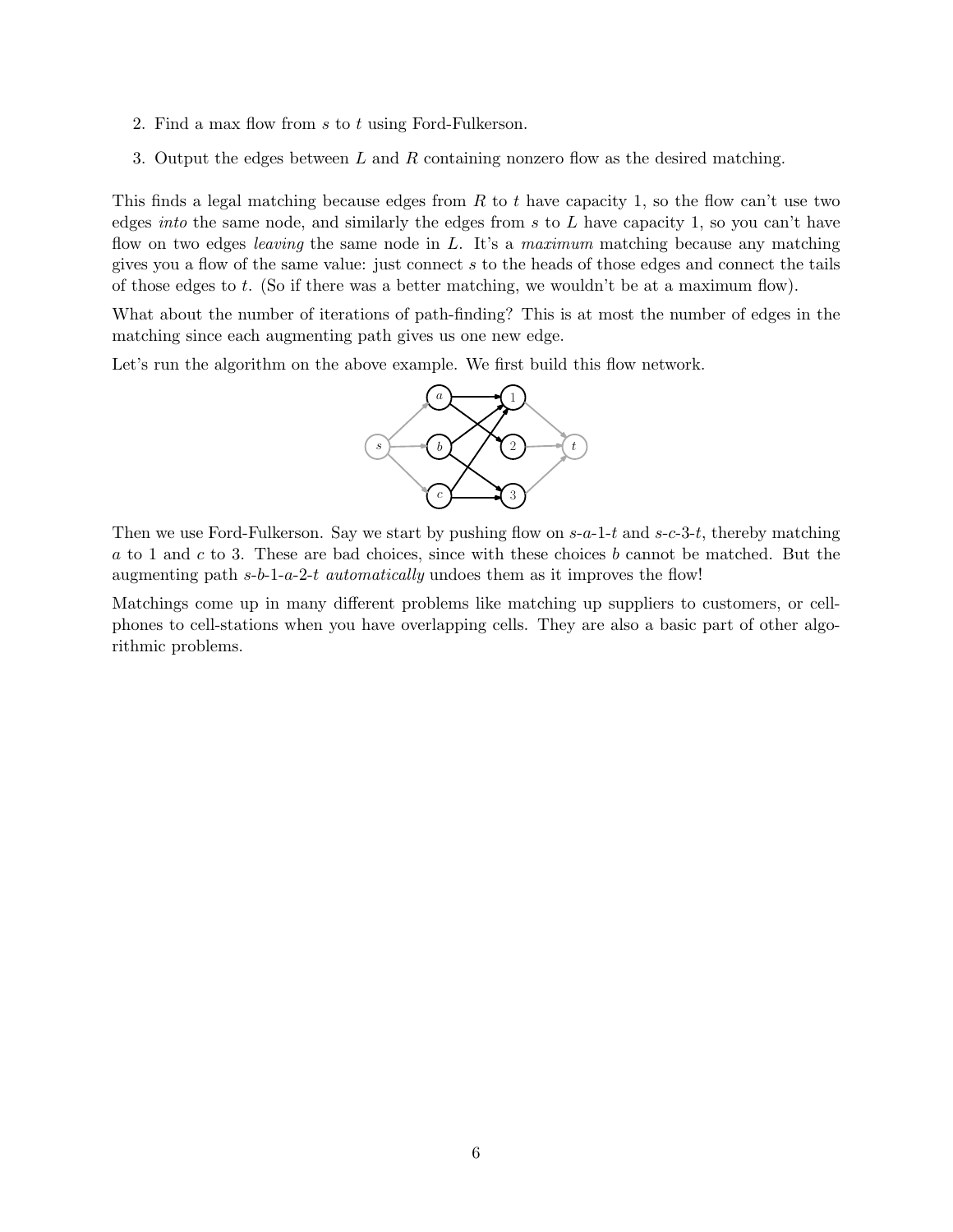2. Find a max flow from $s$ to $t$ using Ford-Fulkerson.

3. Output the edges between $L$ and $R$ containing nonzero flow as the desired matching.

This finds a legal matching because edges from $R$ to $t$ have capacity 1, so the flow can't use two edges *into* the same node, and similarly the edges from $s$ to $L$ have capacity 1, so you can't have flow on two edges *leaving* the same node in $L$. It's a *maximum* matching because any matching gives you a flow of the same value: just connect $s$ to the heads of those edges and connect the tails of those edges to $t$. (So if there was a better matching, we wouldn't be at a maximum flow).

What about the number of iterations of path-finding? This is at most the number of edges in the matching since each augmenting path gives us one new edge.

Let's run the algorithm on the above example. We first build this flow network.

a
1
s
b
2
t
c
3

Then we use Ford-Fulkerson. Say we start by pushing flow on $s$-$a$-1-$t$ and $s$-$c$-3-$t$, thereby matching $a$ to 1 and $c$ to 3. These are bad choices, since with these choices $b$ cannot be matched. But the augmenting path $s$-$b$-1-$a$-2-$t$ *automatically* undoes them as it improves the flow!

Matchings come up in many different problems like matching up suppliers to customers, or cell-phones to cell-stations when you have overlapping cells. They are also a basic part of other algorithmic problems.